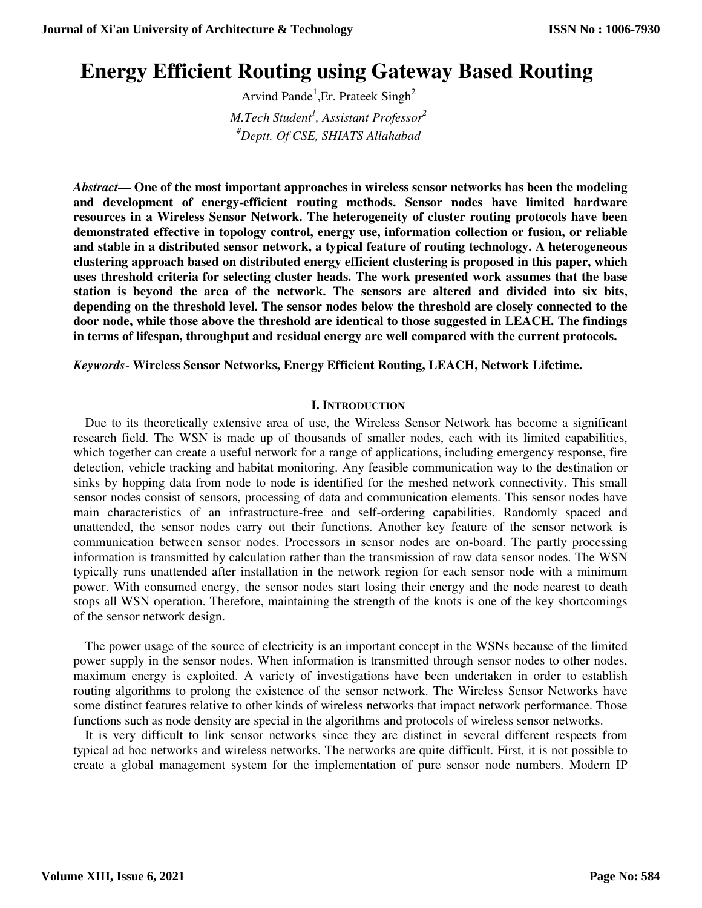# Energy Efficient Routing using Gateway Based Routing

Arvind Pande[1],Er. Prateek Singh[2]

*M.Tech Student[1], Assistant Professor[2]*

*[#]Deptt. Of CSE, SHIATS Allahabad*

***Abstract*— One of the most important approaches in wireless sensor networks has been the modeling and development of energy-efficient routing methods. Sensor nodes have limited hardware resources in a Wireless Sensor Network. The heterogeneity of cluster routing protocols have been demonstrated effective in topology control, energy use, information collection or fusion, or reliable and stable in a distributed sensor network, a typical feature of routing technology. A heterogeneous clustering approach based on distributed energy efficient clustering is proposed in this paper, which uses threshold criteria for selecting cluster heads. The work presented work assumes that the base station is beyond the area of the network. The sensors are altered and divided into six bits, depending on the threshold level. The sensor nodes below the threshold are closely connected to the door node, while those above the threshold are identical to those suggested in LEACH. The findings in terms of lifespan, throughput and residual energy are well compared with the current protocols.**

***Keywords*- Wireless Sensor Networks, Energy Efficient Routing, LEACH, Network Lifetime.**

## I. Introduction

Due to its theoretically extensive area of use, the Wireless Sensor Network has become a significant research field. The WSN is made up of thousands of smaller nodes, each with its limited capabilities, which together can create a useful network for a range of applications, including emergency response, fire detection, vehicle tracking and habitat monitoring. Any feasible communication way to the destination or sinks by hopping data from node to node is identified for the meshed network connectivity. This small sensor nodes consist of sensors, processing of data and communication elements. This sensor nodes have main characteristics of an infrastructure-free and self-ordering capabilities. Randomly spaced and unattended, the sensor nodes carry out their functions. Another key feature of the sensor network is communication between sensor nodes. Processors in sensor nodes are on-board. The partly processing information is transmitted by calculation rather than the transmission of raw data sensor nodes. The WSN typically runs unattended after installation in the network region for each sensor node with a minimum power. With consumed energy, the sensor nodes start losing their energy and the node nearest to death stops all WSN operation. Therefore, maintaining the strength of the knots is one of the key shortcomings of the sensor network design.

The power usage of the source of electricity is an important concept in the WSNs because of the limited power supply in the sensor nodes. When information is transmitted through sensor nodes to other nodes, maximum energy is exploited. A variety of investigations have been undertaken in order to establish routing algorithms to prolong the existence of the sensor network. The Wireless Sensor Networks have some distinct features relative to other kinds of wireless networks that impact network performance. Those functions such as node density are special in the algorithms and protocols of wireless sensor networks.

It is very difficult to link sensor networks since they are distinct in several different respects from typical ad hoc networks and wireless networks. The networks are quite difficult. First, it is not possible to create a global management system for the implementation of pure sensor node numbers. Modern IP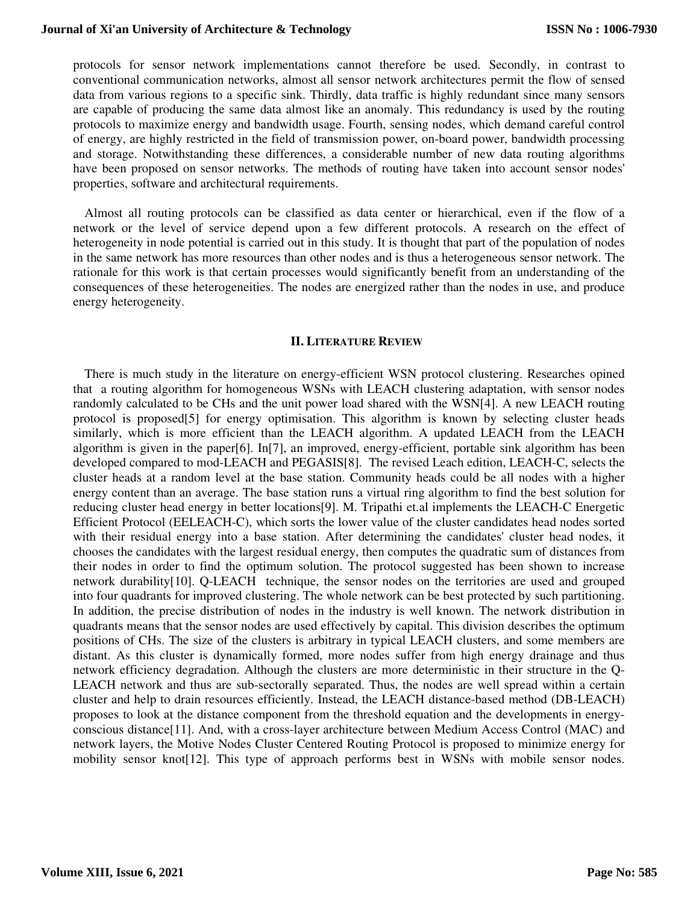protocols for sensor network implementations cannot therefore be used. Secondly, in contrast to conventional communication networks, almost all sensor network architectures permit the flow of sensed data from various regions to a specific sink. Thirdly, data traffic is highly redundant since many sensors are capable of producing the same data almost like an anomaly. This redundancy is used by the routing protocols to maximize energy and bandwidth usage. Fourth, sensing nodes, which demand careful control of energy, are highly restricted in the field of transmission power, on-board power, bandwidth processing and storage. Notwithstanding these differences, a considerable number of new data routing algorithms have been proposed on sensor networks. The methods of routing have taken into account sensor nodes' properties, software and architectural requirements.

Almost all routing protocols can be classified as data center or hierarchical, even if the flow of a network or the level of service depend upon a few different protocols. A research on the effect of heterogeneity in node potential is carried out in this study. It is thought that part of the population of nodes in the same network has more resources than other nodes and is thus a heterogeneous sensor network. The rationale for this work is that certain processes would significantly benefit from an understanding of the consequences of these heterogeneities. The nodes are energized rather than the nodes in use, and produce energy heterogeneity.

## II. Literature Review

There is much study in the literature on energy-efficient WSN protocol clustering. Researches opined that a routing algorithm for homogeneous WSNs with LEACH clustering adaptation, with sensor nodes randomly calculated to be CHs and the unit power load shared with the WSN[4]. A new LEACH routing protocol is proposed[5] for energy optimisation. This algorithm is known by selecting cluster heads similarly, which is more efficient than the LEACH algorithm. A updated LEACH from the LEACH algorithm is given in the paper[6]. In[7], an improved, energy-efficient, portable sink algorithm has been developed compared to mod-LEACH and PEGASIS[8]. The revised Leach edition, LEACH-C, selects the cluster heads at a random level at the base station. Community heads could be all nodes with a higher energy content than an average. The base station runs a virtual ring algorithm to find the best solution for reducing cluster head energy in better locations[9]. M. Tripathi et.al implements the LEACH-C Energetic Efficient Protocol (EELEACH-C), which sorts the lower value of the cluster candidates head nodes sorted with their residual energy into a base station. After determining the candidates' cluster head nodes, it chooses the candidates with the largest residual energy, then computes the quadratic sum of distances from their nodes in order to find the optimum solution. The protocol suggested has been shown to increase network durability[10]. Q-LEACH technique, the sensor nodes on the territories are used and grouped into four quadrants for improved clustering. The whole network can be best protected by such partitioning. In addition, the precise distribution of nodes in the industry is well known. The network distribution in quadrants means that the sensor nodes are used effectively by capital. This division describes the optimum positions of CHs. The size of the clusters is arbitrary in typical LEACH clusters, and some members are distant. As this cluster is dynamically formed, more nodes suffer from high energy drainage and thus network efficiency degradation. Although the clusters are more deterministic in their structure in the Q-LEACH network and thus are sub-sectorally separated. Thus, the nodes are well spread within a certain cluster and help to drain resources efficiently. Instead, the LEACH distance-based method (DB-LEACH) proposes to look at the distance component from the threshold equation and the developments in energy-conscious distance[11]. And, with a cross-layer architecture between Medium Access Control (MAC) and network layers, the Motive Nodes Cluster Centered Routing Protocol is proposed to minimize energy for mobility sensor knot[12]. This type of approach performs best in WSNs with mobile sensor nodes.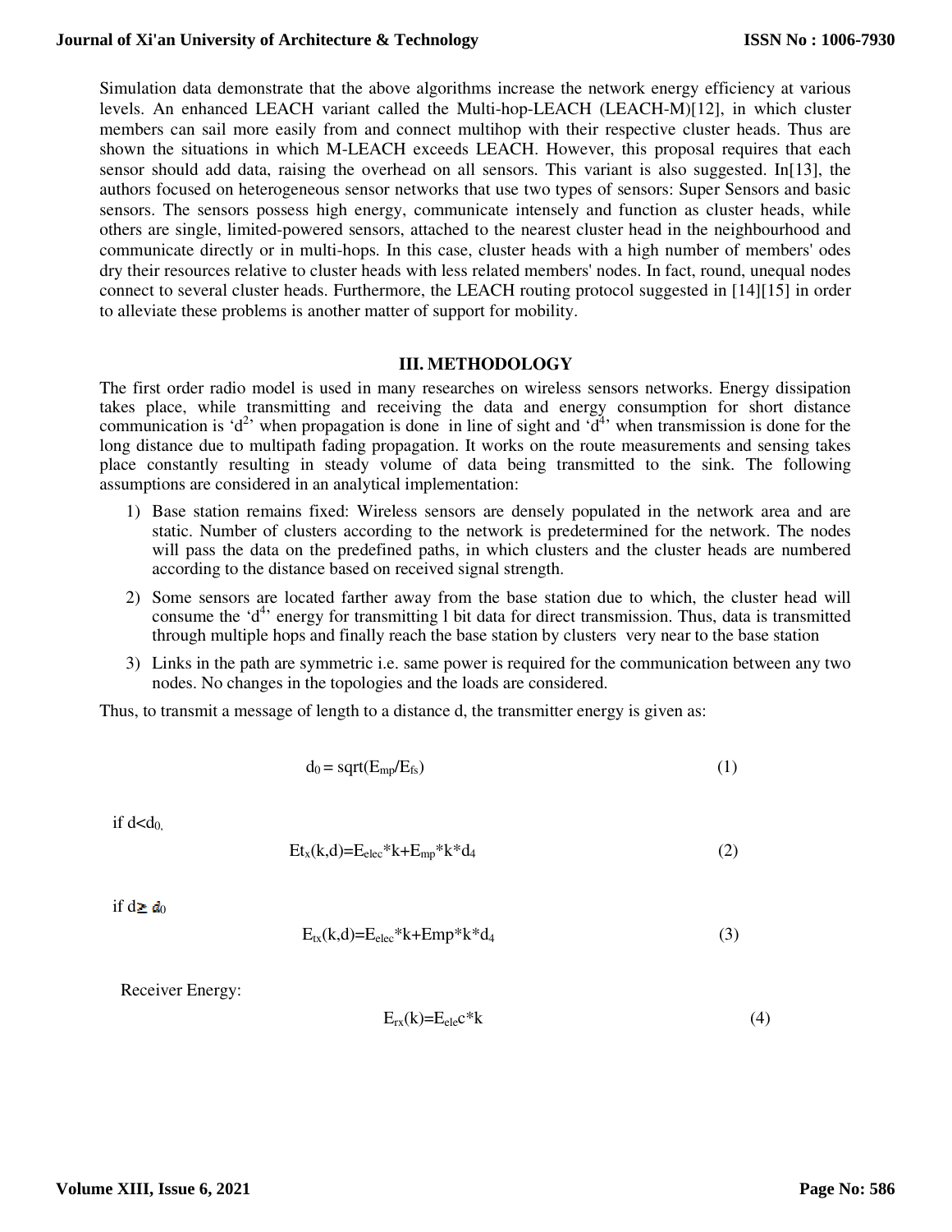Simulation data demonstrate that the above algorithms increase the network energy efficiency at various levels. An enhanced LEACH variant called the Multi-hop-LEACH (LEACH-M)[12], in which cluster members can sail more easily from and connect multihop with their respective cluster heads. Thus are shown the situations in which M-LEACH exceeds LEACH. However, this proposal requires that each sensor should add data, raising the overhead on all sensors. This variant is also suggested. In[13], the authors focused on heterogeneous sensor networks that use two types of sensors: Super Sensors and basic sensors. The sensors possess high energy, communicate intensely and function as cluster heads, while others are single, limited-powered sensors, attached to the nearest cluster head in the neighbourhood and communicate directly or in multi-hops. In this case, cluster heads with a high number of members' odes dry their resources relative to cluster heads with less related members' nodes. In fact, round, unequal nodes connect to several cluster heads. Furthermore, the LEACH routing protocol suggested in [14][15] in order to alleviate these problems is another matter of support for mobility.

## III. METHODOLOGY

The first order radio model is used in many researches on wireless sensors networks. Energy dissipation takes place, while transmitting and receiving the data and energy consumption for short distance communication is '$d^2$' when propagation is done in line of sight and '$d^4$' when transmission is done for the long distance due to multipath fading propagation. It works on the route measurements and sensing takes place constantly resulting in steady volume of data being transmitted to the sink. The following assumptions are considered in an analytical implementation:

1) Base station remains fixed: Wireless sensors are densely populated in the network area and are static. Number of clusters according to the network is predetermined for the network. The nodes will pass the data on the predefined paths, in which clusters and the cluster heads are numbered according to the distance based on received signal strength.
2) Some sensors are located farther away from the base station due to which, the cluster head will consume the '$d^4$' energy for transmitting l bit data for direct transmission. Thus, data is transmitted through multiple hops and finally reach the base station by clusters very near to the base station
3) Links in the path are symmetric i.e. same power is required for the communication between any two nodes. No changes in the topologies and the loads are considered.

Thus, to transmit a message of length to a distance d, the transmitter energy is given as:

$$d_0 = sqrt(E_{mp}/E_{fs}) \tag{1}$$

if $d<d_0$,

$$Et_x(k,d)=E_{elec}*k+E_{mp}*k*d_4 \tag{2}$$

if $d \geq d_0$

$$E_{tx}(k,d)=E_{elec}*k+Emp*k*d_4 \tag{3}$$

Receiver Energy:

$$E_{rx}(k)=E_{ele}c*k \tag{4}$$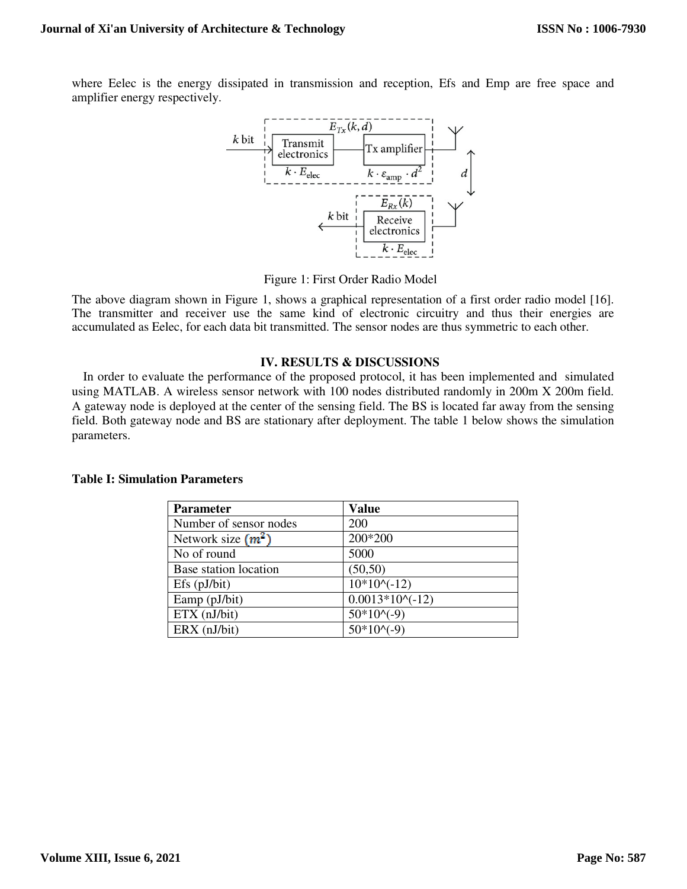where Eelec is the energy dissipated in transmission and reception, Efs and Emp are free space and amplifier energy respectively.

Figure 1: First Order Radio Model

The above diagram shown in Figure 1, shows a graphical representation of a first order radio model [16]. The transmitter and receiver use the same kind of electronic circuitry and thus their energies are accumulated as Eelec, for each data bit transmitted. The sensor nodes are thus symmetric to each other.

## IV. RESULTS & DISCUSSIONS

In order to evaluate the performance of the proposed protocol, it has been implemented and simulated using MATLAB. A wireless sensor network with 100 nodes distributed randomly in 200m X 200m field. A gateway node is deployed at the center of the sensing field. The BS is located far away from the sensing field. Both gateway node and BS are stationary after deployment. The table 1 below shows the simulation parameters.

**Table I: Simulation Parameters**

| Parameter | Value |
|---|---|
| Number of sensor nodes | 200 |
| Network size $(m^2)$ | 200*200 |
| No of round | 5000 |
| Base station location | (50,50) |
| Efs (pJ/bit) | 10*10^(-12) |
| Eamp (pJ/bit) | 0.0013*10^(-12) |
| ETX (nJ/bit) | 50*10^(-9) |
| ERX (nJ/bit) | 50*10^(-9) |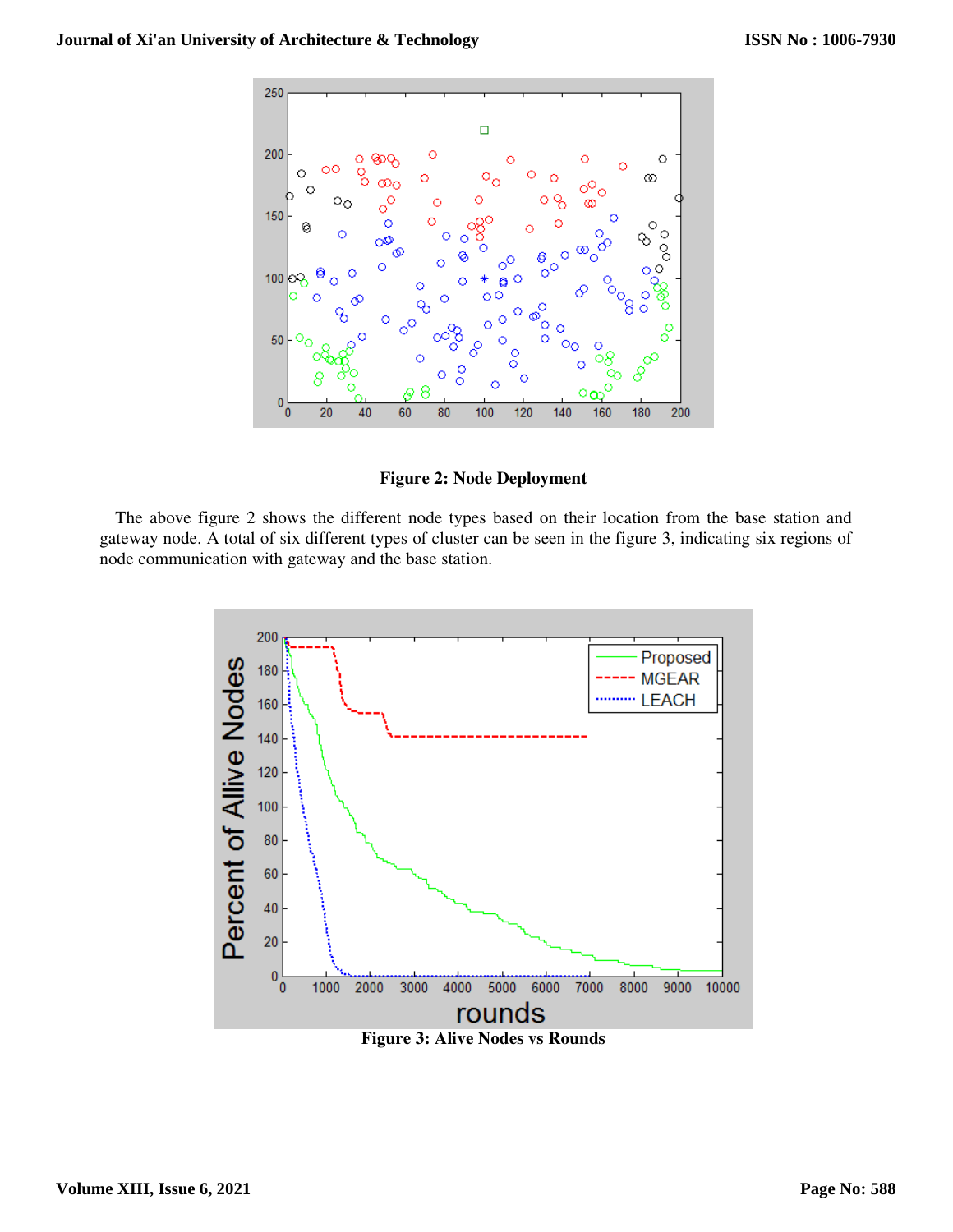**Figure 2: Node Deployment**

The above figure 2 shows the different node types based on their location from the base station and gateway node. A total of six different types of cluster can be seen in the figure 3, indicating six regions of node communication with gateway and the base station.

**Figure 3: Alive Nodes vs Rounds**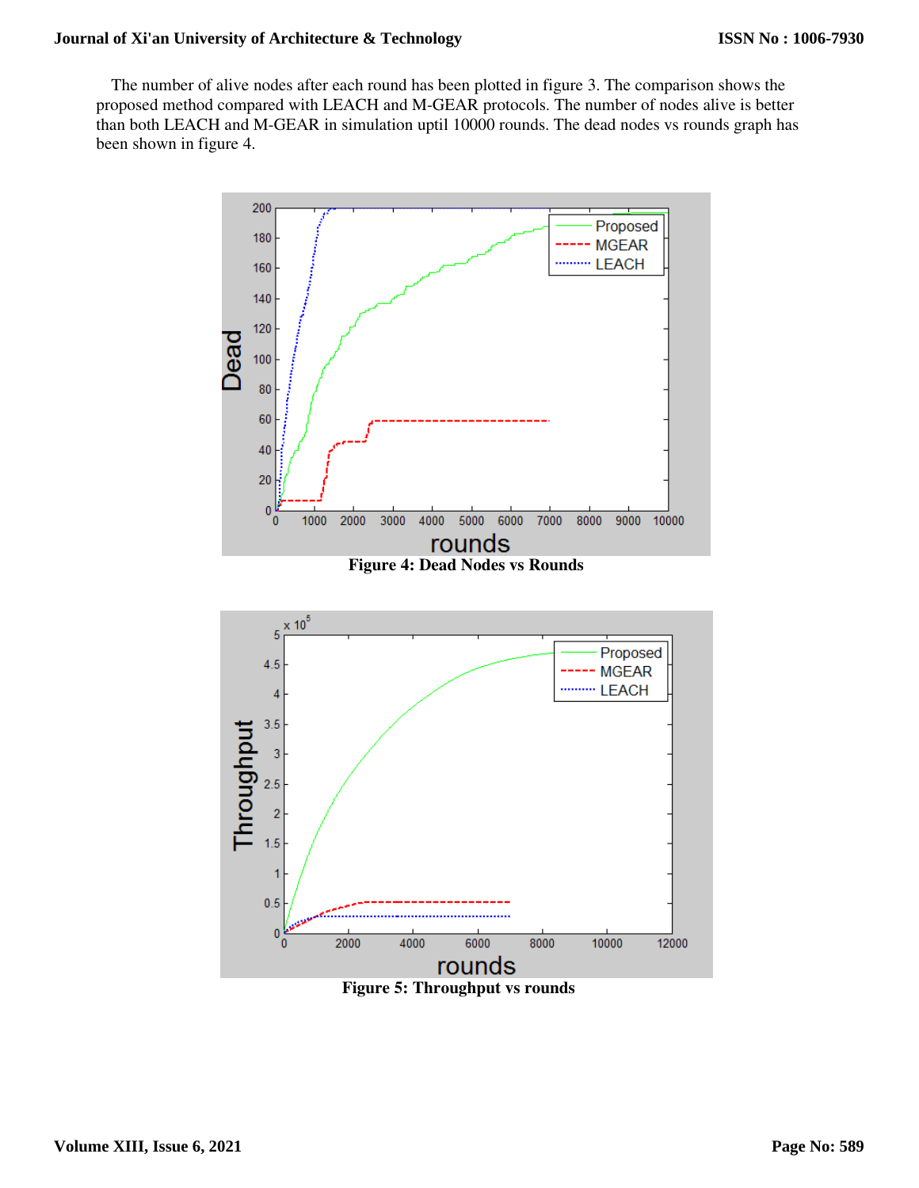The number of alive nodes after each round has been plotted in figure 3. The comparison shows the proposed method compared with LEACH and M-GEAR protocols. The number of nodes alive is better than both LEACH and M-GEAR in simulation uptil 10000 rounds. The dead nodes vs rounds graph has been shown in figure 4.

**Figure 4: Dead Nodes vs Rounds**

**Figure 5: Throughput vs rounds**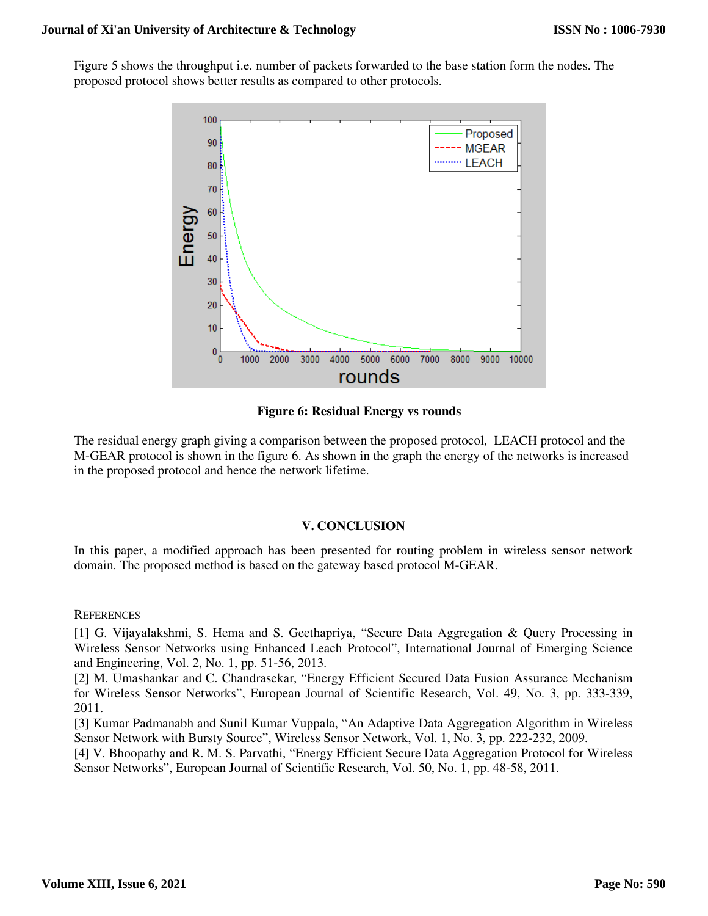Figure 5 shows the throughput i.e. number of packets forwarded to the base station form the nodes. The proposed protocol shows better results as compared to other protocols.

**Figure 6: Residual Energy vs rounds**

The residual energy graph giving a comparison between the proposed protocol, LEACH protocol and the M-GEAR protocol is shown in the figure 6. As shown in the graph the energy of the networks is increased in the proposed protocol and hence the network lifetime.

## V. CONCLUSION

In this paper, a modified approach has been presented for routing problem in wireless sensor network domain. The proposed method is based on the gateway based protocol M-GEAR.

## REFERENCES

[1] G. Vijayalakshmi, S. Hema and S. Geethapriya, "Secure Data Aggregation & Query Processing in Wireless Sensor Networks using Enhanced Leach Protocol", International Journal of Emerging Science and Engineering, Vol. 2, No. 1, pp. 51-56, 2013.

[2] M. Umashankar and C. Chandrasekar, "Energy Efficient Secured Data Fusion Assurance Mechanism for Wireless Sensor Networks", European Journal of Scientific Research, Vol. 49, No. 3, pp. 333-339, 2011.

[3] Kumar Padmanabh and Sunil Kumar Vuppala, "An Adaptive Data Aggregation Algorithm in Wireless Sensor Network with Bursty Source", Wireless Sensor Network, Vol. 1, No. 3, pp. 222-232, 2009.

[4] V. Bhoopathy and R. M. S. Parvathi, "Energy Efficient Secure Data Aggregation Protocol for Wireless Sensor Networks", European Journal of Scientific Research, Vol. 50, No. 1, pp. 48-58, 2011.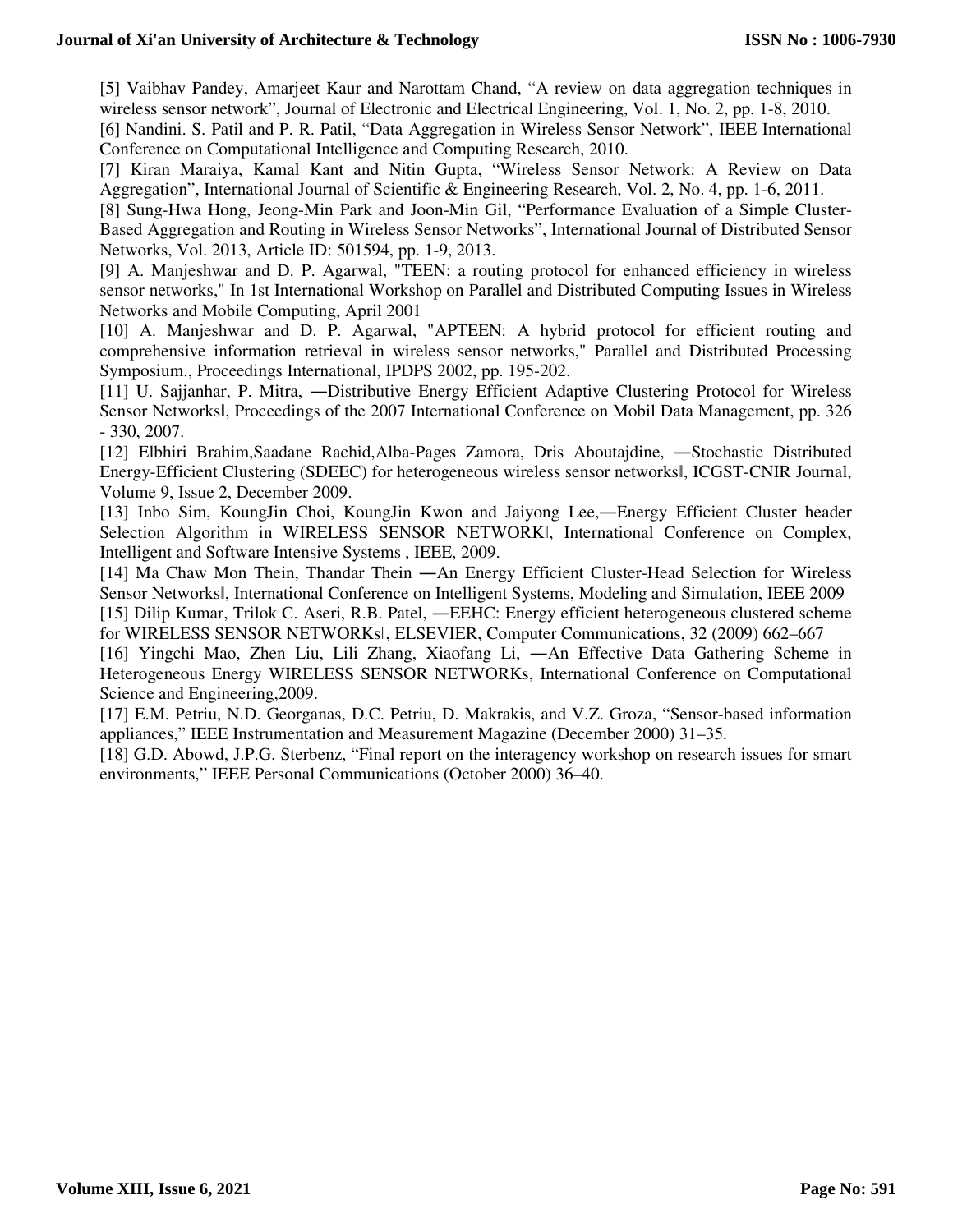[5] Vaibhav Pandey, Amarjeet Kaur and Narottam Chand, “A review on data aggregation techniques in wireless sensor network”, Journal of Electronic and Electrical Engineering, Vol. 1, No. 2, pp. 1-8, 2010.

[6] Nandini. S. Patil and P. R. Patil, “Data Aggregation in Wireless Sensor Network”, IEEE International Conference on Computational Intelligence and Computing Research, 2010.

[7] Kiran Maraiya, Kamal Kant and Nitin Gupta, “Wireless Sensor Network: A Review on Data Aggregation”, International Journal of Scientific & Engineering Research, Vol. 2, No. 4, pp. 1-6, 2011.

[8] Sung-Hwa Hong, Jeong-Min Park and Joon-Min Gil, “Performance Evaluation of a Simple Cluster-Based Aggregation and Routing in Wireless Sensor Networks”, International Journal of Distributed Sensor Networks, Vol. 2013, Article ID: 501594, pp. 1-9, 2013.

[9] A. Manjeshwar and D. P. Agarwal, "TEEN: a routing protocol for enhanced efficiency in wireless sensor networks," In 1st International Workshop on Parallel and Distributed Computing Issues in Wireless Networks and Mobile Computing, April 2001

[10] A. Manjeshwar and D. P. Agarwal, "APTEEN: A hybrid protocol for efficient routing and comprehensive information retrieval in wireless sensor networks," Parallel and Distributed Processing Symposium., Proceedings International, IPDPS 2002, pp. 195-202.

[11] U. Sajjanhar, P. Mitra, ―Distributive Energy Efficient Adaptive Clustering Protocol for Wireless Sensor Networks‖, Proceedings of the 2007 International Conference on Mobil Data Management, pp. 326 - 330, 2007.

[12] Elbhiri Brahim,Saadane Rachid,Alba-Pages Zamora, Dris Aboutajdine, ―Stochastic Distributed Energy-Efficient Clustering (SDEEC) for heterogeneous wireless sensor networks‖, ICGST-CNIR Journal, Volume 9, Issue 2, December 2009.

[13] Inbo Sim, KoungJin Choi, KoungJin Kwon and Jaiyong Lee,―Energy Efficient Cluster header Selection Algorithm in WIRELESS SENSOR NETWORK‖, International Conference on Complex, Intelligent and Software Intensive Systems , IEEE, 2009.

[14] Ma Chaw Mon Thein, Thandar Thein ―An Energy Efficient Cluster-Head Selection for Wireless Sensor Networks‖, International Conference on Intelligent Systems, Modeling and Simulation, IEEE 2009

[15] Dilip Kumar, Trilok C. Aseri, R.B. Patel, ―EEHC: Energy efficient heterogeneous clustered scheme for WIRELESS SENSOR NETWORKs‖, ELSEVIER, Computer Communications, 32 (2009) 662–667

[16] Yingchi Mao, Zhen Liu, Lili Zhang, Xiaofang Li, ―An Effective Data Gathering Scheme in Heterogeneous Energy WIRELESS SENSOR NETWORKs, International Conference on Computational Science and Engineering,2009.

[17] E.M. Petriu, N.D. Georganas, D.C. Petriu, D. Makrakis, and V.Z. Groza, “Sensor-based information appliances,” IEEE Instrumentation and Measurement Magazine (December 2000) 31–35.

[18] G.D. Abowd, J.P.G. Sterbenz, “Final report on the interagency workshop on research issues for smart environments,” IEEE Personal Communications (October 2000) 36–40.